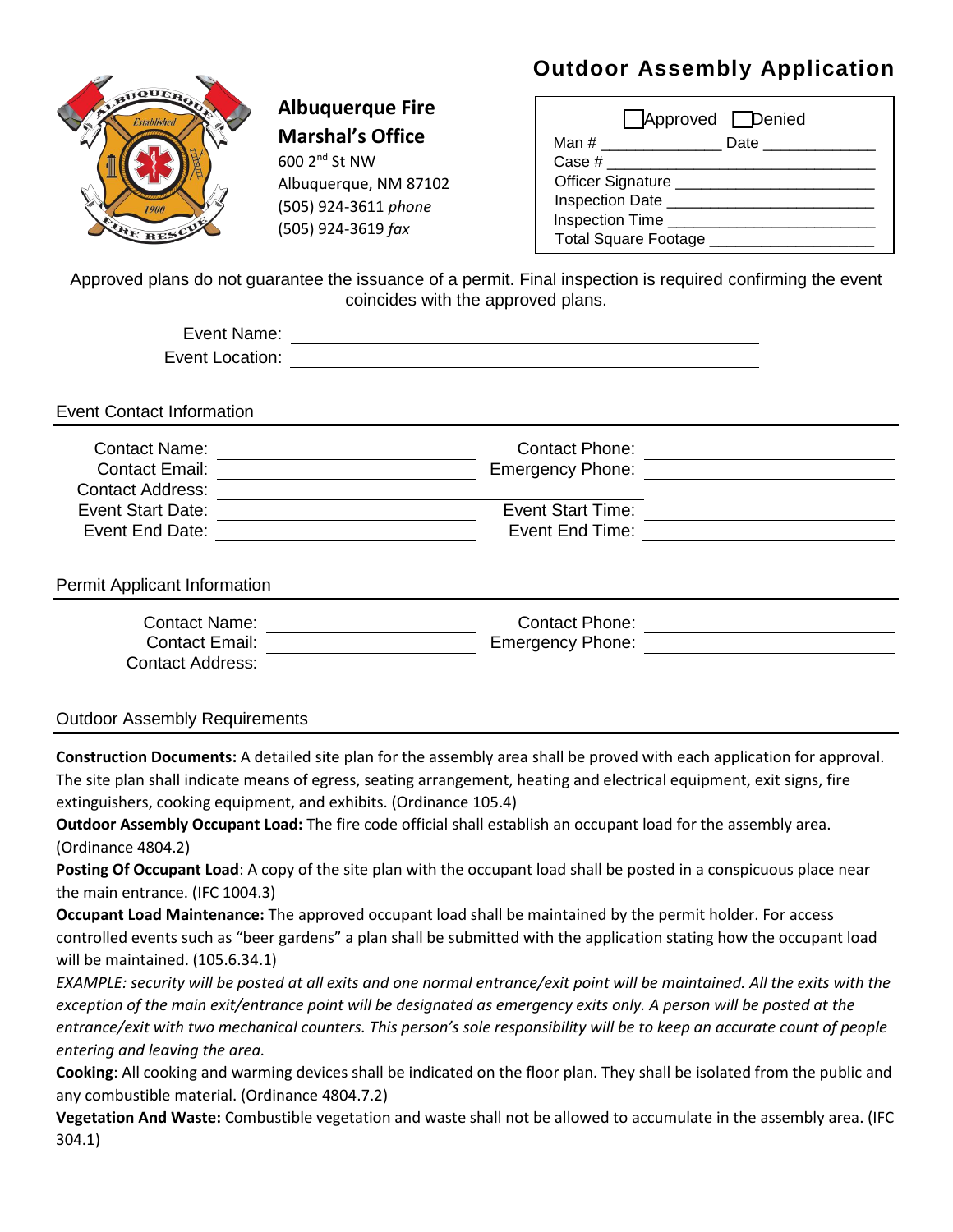# Outdoor Assembly Application

**Albuquerque Fire Marshal's Office**
600 2nd St NW
Albuquerque, NM 87102
(505) 924-3611 *phone*
(505) 924-3619 *fax*

☐ Approved ☐ Denied
Man # ______________ Date ____________
Case # ______________________________
Officer Signature ______________________
Inspection Date _______________________
Inspection Time _______________________
Total Square Footage ___________________

Approved plans do not guarantee the issuance of a permit. Final inspection is required confirming the event coincides with the approved plans.

Event Name: ______________________________
Event Location: ______________________________

## Event Contact Information

Contact Name: ____________________ Contact Phone: ____________________
Contact Email: ____________________ Emergency Phone: ____________________
Contact Address: ______________________________
Event Start Date: ____________________ Event Start Time: ____________________
Event End Date: ____________________ Event End Time: ____________________

## Permit Applicant Information

Contact Name: ____________________ Contact Phone: ____________________
Contact Email: ____________________ Emergency Phone: ____________________
Contact Address: ______________________________

## Outdoor Assembly Requirements

**Construction Documents:** A detailed site plan for the assembly area shall be proved with each application for approval. The site plan shall indicate means of egress, seating arrangement, heating and electrical equipment, exit signs, fire extinguishers, cooking equipment, and exhibits. (Ordinance 105.4)

**Outdoor Assembly Occupant Load:** The fire code official shall establish an occupant load for the assembly area. (Ordinance 4804.2)

**Posting Of Occupant Load**: A copy of the site plan with the occupant load shall be posted in a conspicuous place near the main entrance. (IFC 1004.3)

**Occupant Load Maintenance:** The approved occupant load shall be maintained by the permit holder. For access controlled events such as "beer gardens" a plan shall be submitted with the application stating how the occupant load will be maintained. (105.6.34.1)

*EXAMPLE: security will be posted at all exits and one normal entrance/exit point will be maintained. All the exits with the exception of the main exit/entrance point will be designated as emergency exits only. A person will be posted at the entrance/exit with two mechanical counters. This person's sole responsibility will be to keep an accurate count of people entering and leaving the area.*

**Cooking**: All cooking and warming devices shall be indicated on the floor plan. They shall be isolated from the public and any combustible material. (Ordinance 4804.7.2)

**Vegetation And Waste:** Combustible vegetation and waste shall not be allowed to accumulate in the assembly area. (IFC 304.1)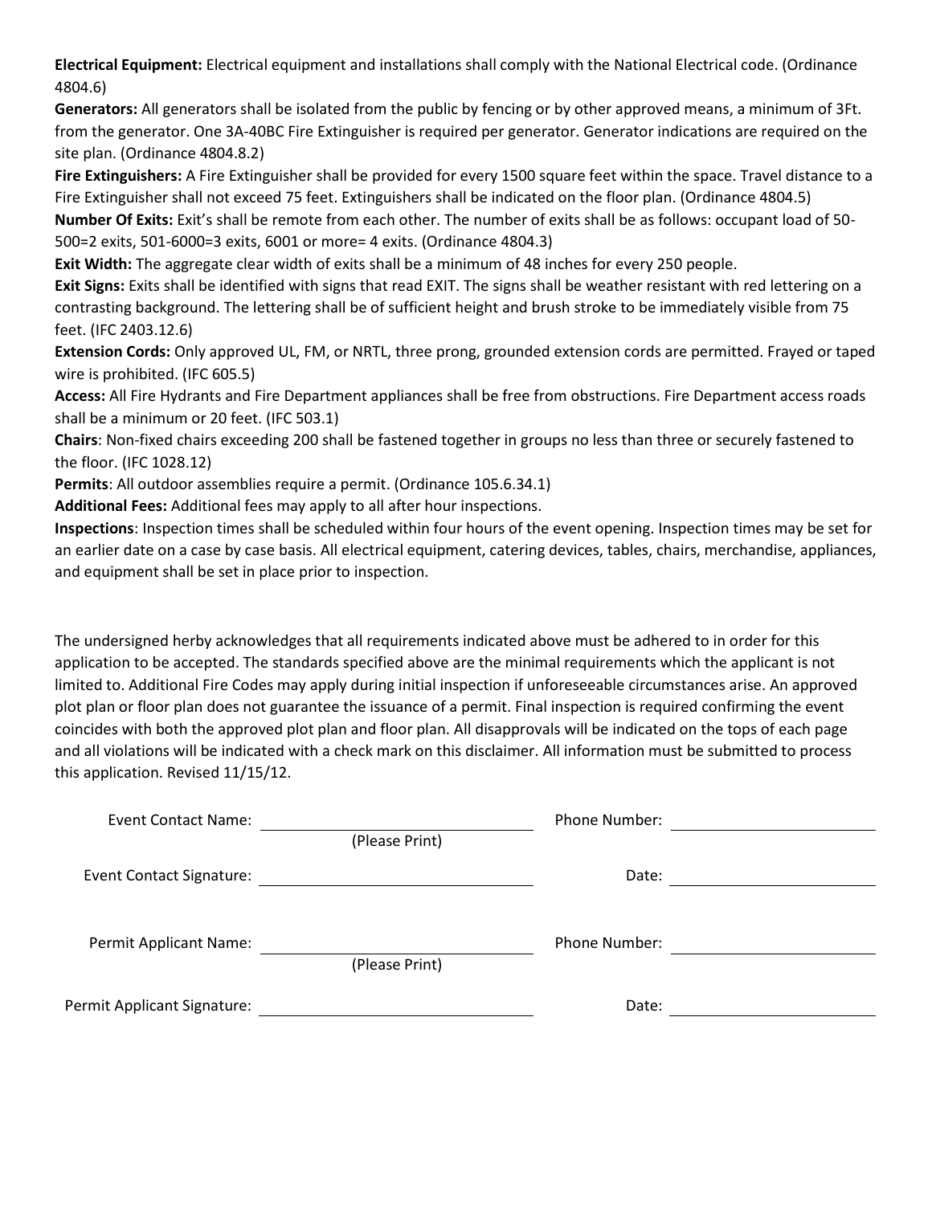**Electrical Equipment:** Electrical equipment and installations shall comply with the National Electrical code. (Ordinance 4804.6)

**Generators:** All generators shall be isolated from the public by fencing or by other approved means, a minimum of 3Ft. from the generator. One 3A-40BC Fire Extinguisher is required per generator. Generator indications are required on the site plan. (Ordinance 4804.8.2)

**Fire Extinguishers:** A Fire Extinguisher shall be provided for every 1500 square feet within the space. Travel distance to a Fire Extinguisher shall not exceed 75 feet. Extinguishers shall be indicated on the floor plan. (Ordinance 4804.5)

**Number Of Exits:** Exit's shall be remote from each other. The number of exits shall be as follows: occupant load of 50-500=2 exits, 501-6000=3 exits, 6001 or more= 4 exits. (Ordinance 4804.3)

**Exit Width:** The aggregate clear width of exits shall be a minimum of 48 inches for every 250 people.

**Exit Signs:** Exits shall be identified with signs that read EXIT. The signs shall be weather resistant with red lettering on a contrasting background. The lettering shall be of sufficient height and brush stroke to be immediately visible from 75 feet. (IFC 2403.12.6)

**Extension Cords:** Only approved UL, FM, or NRTL, three prong, grounded extension cords are permitted. Frayed or taped wire is prohibited. (IFC 605.5)

**Access:** All Fire Hydrants and Fire Department appliances shall be free from obstructions. Fire Department access roads shall be a minimum or 20 feet. (IFC 503.1)

**Chairs**: Non-fixed chairs exceeding 200 shall be fastened together in groups no less than three or securely fastened to the floor. (IFC 1028.12)

**Permits**: All outdoor assemblies require a permit. (Ordinance 105.6.34.1)

**Additional Fees:** Additional fees may apply to all after hour inspections.

**Inspections**: Inspection times shall be scheduled within four hours of the event opening. Inspection times may be set for an earlier date on a case by case basis. All electrical equipment, catering devices, tables, chairs, merchandise, appliances, and equipment shall be set in place prior to inspection.

The undersigned herby acknowledges that all requirements indicated above must be adhered to in order for this application to be accepted. The standards specified above are the minimal requirements which the applicant is not limited to. Additional Fire Codes may apply during initial inspection if unforeseeable circumstances arise. An approved plot plan or floor plan does not guarantee the issuance of a permit. Final inspection is required confirming the event coincides with both the approved plot plan and floor plan. All disapprovals will be indicated on the tops of each page and all violations will be indicated with a check mark on this disclaimer. All information must be submitted to process this application. Revised 11/15/12.

Event Contact Name: ______________________ (Please Print) Phone Number: ______________________

Event Contact Signature: ______________________ Date: ______________________

Permit Applicant Name: ______________________ (Please Print) Phone Number: ______________________

Permit Applicant Signature: ______________________ Date: ______________________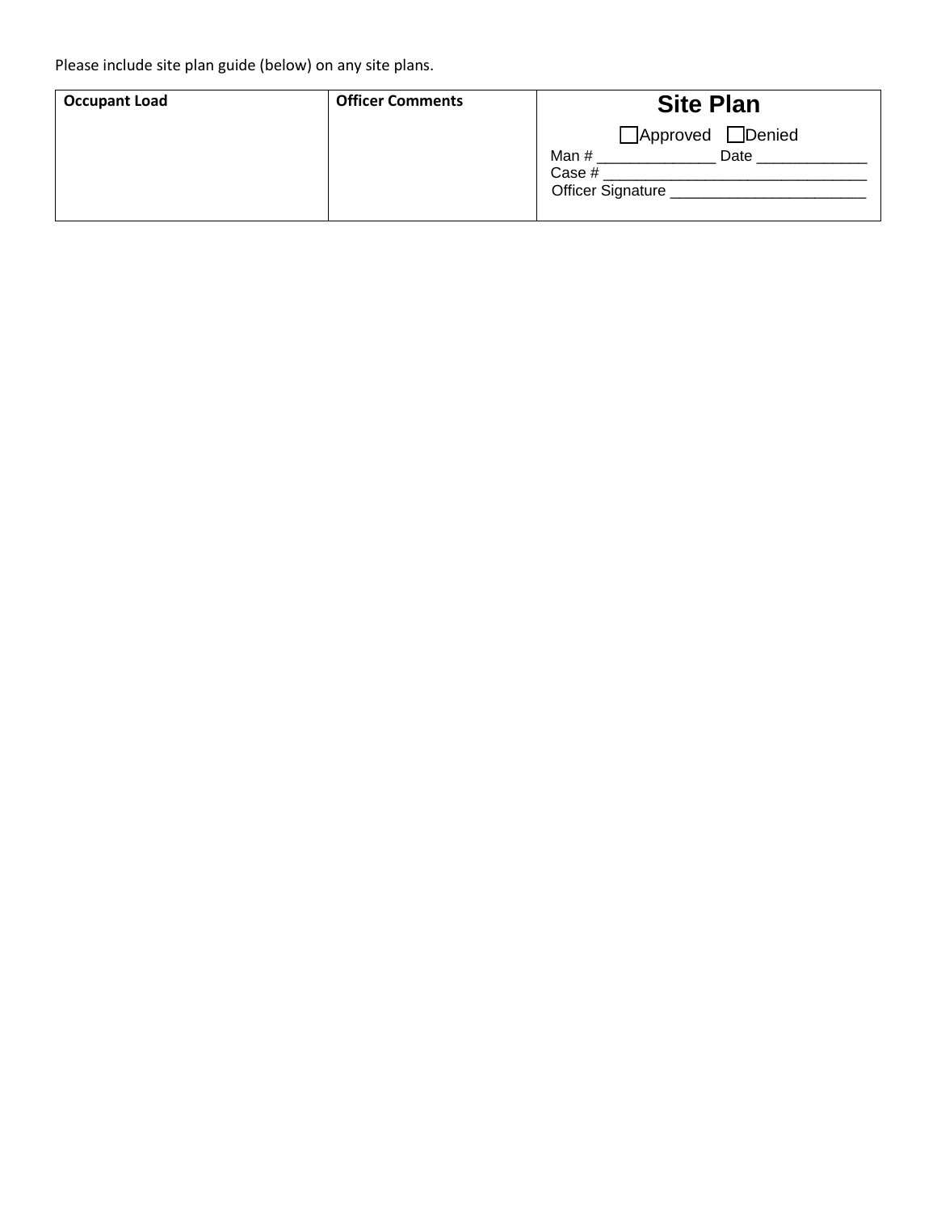Please include site plan guide (below) on any site plans.

| Occupant Load | Officer Comments | Site Plan |
| --- | --- | --- |
| | | ☐Approved ☐Denied<br>Man # ______________ Date _____________<br>Case # _______________________________<br>Officer Signature _______________________ |